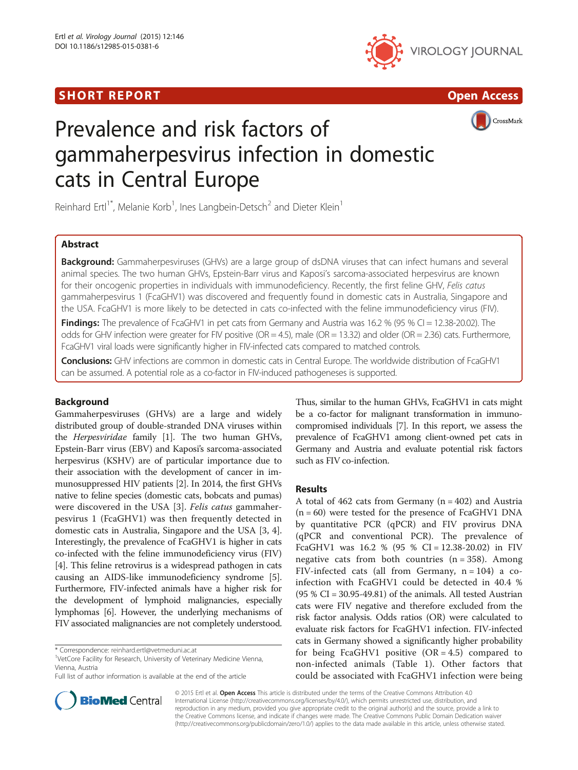SHORT REPORT

Open Access

# Prevalence and risk factors of gammaherpesvirus infection in domestic cats in Central Europe

Reinhard Ertl[1*], Melanie Korb[1], Ines Langbein-Detsch[2] and Dieter Klein[1]

## Abstract

**Background:** Gammaherpesviruses (GHVs) are a large group of dsDNA viruses that can infect humans and several animal species. The two human GHVs, Epstein-Barr virus and Kaposi's sarcoma-associated herpesvirus are known for their oncogenic properties in individuals with immunodeficiency. Recently, the first feline GHV, *Felis catus* gammaherpesvirus 1 (FcaGHV1) was discovered and frequently found in domestic cats in Australia, Singapore and the USA. FcaGHV1 is more likely to be detected in cats co-infected with the feline immunodeficiency virus (FIV).

**Findings:** The prevalence of FcaGHV1 in pet cats from Germany and Austria was 16.2 % (95 % CI = 12.38-20.02). The odds for GHV infection were greater for FIV positive (OR = 4.5), male (OR = 13.32) and older (OR = 2.36) cats. Furthermore, FcaGHV1 viral loads were significantly higher in FIV-infected cats compared to matched controls.

**Conclusions:** GHV infections are common in domestic cats in Central Europe. The worldwide distribution of FcaGHV1 can be assumed. A potential role as a co-factor in FIV-induced pathogeneses is supported.

## Background

Gammaherpesviruses (GHVs) are a large and widely distributed group of double-stranded DNA viruses within the *Herpesviridae* family [1]. The two human GHVs, Epstein-Barr virus (EBV) and Kaposi's sarcoma-associated herpesvirus (KSHV) are of particular importance due to their association with the development of cancer in immunosuppressed HIV patients [2]. In 2014, the first GHVs native to feline species (domestic cats, bobcats and pumas) were discovered in the USA [3]. *Felis catus* gammaherpesvirus 1 (FcaGHV1) was then frequently detected in domestic cats in Australia, Singapore and the USA [3, 4]. Interestingly, the prevalence of FcaGHV1 is higher in cats co-infected with the feline immunodeficiency virus (FIV) [4]. This feline retrovirus is a widespread pathogen in cats causing an AIDS-like immunodeficiency syndrome [5]. Furthermore, FIV-infected animals have a higher risk for the development of lymphoid malignancies, especially lymphomas [6]. However, the underlying mechanisms of FIV associated malignancies are not completely understood. Thus, similar to the human GHVs, FcaGHV1 in cats might be a co-factor for malignant transformation in immunocompromised individuals [7]. In this report, we assess the prevalence of FcaGHV1 among client-owned pet cats in Germany and Austria and evaluate potential risk factors such as FIV co-infection.

## Results

A total of 462 cats from Germany (n = 402) and Austria (n = 60) were tested for the presence of FcaGHV1 DNA by quantitative PCR (qPCR) and FIV provirus DNA (qPCR and conventional PCR). The prevalence of FcaGHV1 was 16.2 % (95 % CI = 12.38-20.02) in FIV negative cats from both countries (n = 358). Among FIV-infected cats (all from Germany, n = 104) a co-infection with FcaGHV1 could be detected in 40.4 % (95 % CI = 30.95-49.81) of the animals. All tested Austrian cats were FIV negative and therefore excluded from the risk factor analysis. Odds ratios (OR) were calculated to evaluate risk factors for FcaGHV1 infection. FIV-infected cats in Germany showed a significantly higher probability for being FcaGHV1 positive (OR = 4.5) compared to non-infected animals (Table 1). Other factors that could be associated with FcaGHV1 infection were being

\* Correspondence: reinhard.ertl@vetmeduni.ac.at
[1]VetCore Facility for Research, University of Veterinary Medicine Vienna, Vienna, Austria
Full list of author information is available at the end of the article

© 2015 Ertl et al. **Open Access** This article is distributed under the terms of the Creative Commons Attribution 4.0 International License (http://creativecommons.org/licenses/by/4.0/), which permits unrestricted use, distribution, and reproduction in any medium, provided you give appropriate credit to the original author(s) and the source, provide a link to the Creative Commons license, and indicate if changes were made. The Creative Commons Public Domain Dedication waiver (http://creativecommons.org/publicdomain/zero/1.0/) applies to the data made available in this article, unless otherwise stated.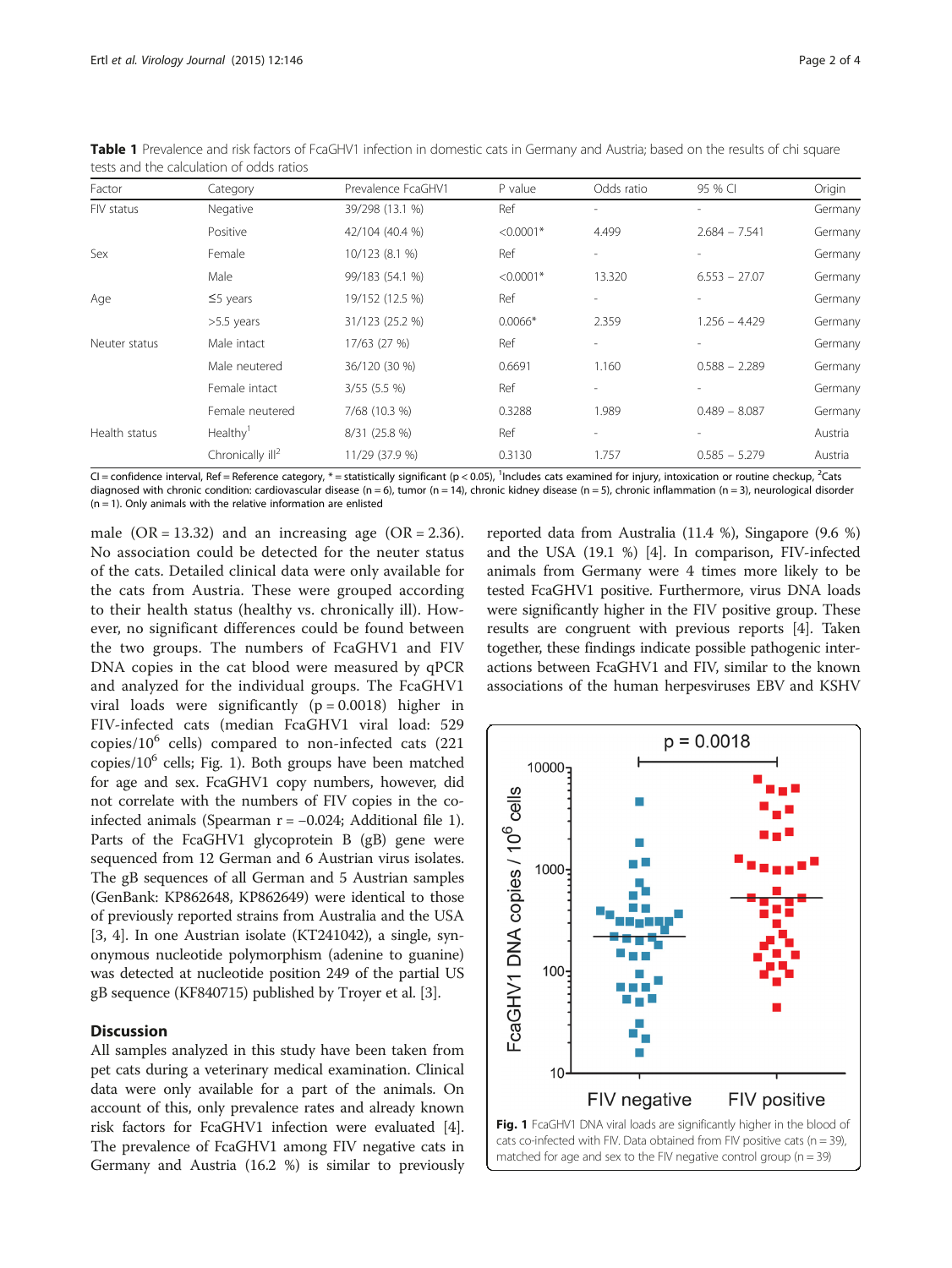**Table 1** Prevalence and risk factors of FcaGHV1 infection in domestic cats in Germany and Austria; based on the results of chi square tests and the calculation of odds ratios

| Factor | Category | Prevalence FcaGHV1 | P value | Odds ratio | 95 % CI | Origin |
|---|---|---|---|---|---|---|
| FIV status | Negative | 39/298 (13.1 %) | Ref | - | - | Germany |
| | Positive | 42/104 (40.4 %) | <0.0001* | 4.499 | 2.684 – 7.541 | Germany |
| Sex | Female | 10/123 (8.1 %) | Ref | - | - | Germany |
| | Male | 99/183 (54.1 %) | <0.0001* | 13.320 | 6.553 – 27.07 | Germany |
| Age | ≤5 years | 19/152 (12.5 %) | Ref | - | - | Germany |
| | >5.5 years | 31/123 (25.2 %) | 0.0066* | 2.359 | 1.256 – 4.429 | Germany |
| Neuter status | Male intact | 17/63 (27 %) | Ref | - | - | Germany |
| | Male neutered | 36/120 (30 %) | 0.6691 | 1.160 | 0.588 – 2.289 | Germany |
| | Female intact | 3/55 (5.5 %) | Ref | - | - | Germany |
| | Female neutered | 7/68 (10.3 %) | 0.3288 | 1.989 | 0.489 – 8.087 | Germany |
| Health status | Healthy[1] | 8/31 (25.8 %) | Ref | - | - | Austria |
| | Chronically ill[2] | 11/29 (37.9 %) | 0.3130 | 1.757 | 0.585 – 5.279 | Austria |

CI = confidence interval, Ref = Reference category, * = statistically significant ($p < 0.05$), [1]Includes cats examined for injury, intoxication or routine checkup, [2]Cats diagnosed with chronic condition: cardiovascular disease (n = 6), tumor (n = 14), chronic kidney disease (n = 5), chronic inflammation (n = 3), neurological disorder (n = 1). Only animals with the relative information are enlisted

male (OR = 13.32) and an increasing age (OR = 2.36). No association could be detected for the neuter status of the cats. Detailed clinical data were only available for the cats from Austria. These were grouped according to their health status (healthy vs. chronically ill). However, no significant differences could be found between the two groups. The numbers of FcaGHV1 and FIV DNA copies in the cat blood were measured by qPCR and analyzed for the individual groups. The FcaGHV1 viral loads were significantly ($p = 0.0018$) higher in FIV-infected cats (median FcaGHV1 viral load: 529 copies/$10^6$ cells) compared to non-infected cats (221 copies/$10^6$ cells; Fig. 1). Both groups have been matched for age and sex. FcaGHV1 copy numbers, however, did not correlate with the numbers of FIV copies in the co-infected animals (Spearman $r = -0.024$; Additional file 1). Parts of the FcaGHV1 glycoprotein B (gB) gene were sequenced from 12 German and 6 Austrian virus isolates. The gB sequences of all German and 5 Austrian samples (GenBank: KP862648, KP862649) were identical to those of previously reported strains from Australia and the USA [3, 4]. In one Austrian isolate (KT241042), a single, synonymous nucleotide polymorphism (adenine to guanine) was detected at nucleotide position 249 of the partial US gB sequence (KF840715) published by Troyer et al. [3].

## Discussion

All samples analyzed in this study have been taken from pet cats during a veterinary medical examination. Clinical data were only available for a part of the animals. On account of this, only prevalence rates and already known risk factors for FcaGHV1 infection were evaluated [4]. The prevalence of FcaGHV1 among FIV negative cats in Germany and Austria (16.2 %) is similar to previously reported data from Australia (11.4 %), Singapore (9.6 %) and the USA (19.1 %) [4]. In comparison, FIV-infected animals from Germany were 4 times more likely to be tested FcaGHV1 positive. Furthermore, virus DNA loads were significantly higher in the FIV positive group. These results are congruent with previous reports [4]. Taken together, these findings indicate possible pathogenic interactions between FcaGHV1 and FIV, similar to the known associations of the human herpesviruses EBV and KSHV

**Fig. 1** FcaGHV1 DNA viral loads are significantly higher in the blood of cats co-infected with FIV. Data obtained from FIV positive cats (n = 39), matched for age and sex to the FIV negative control group (n = 39)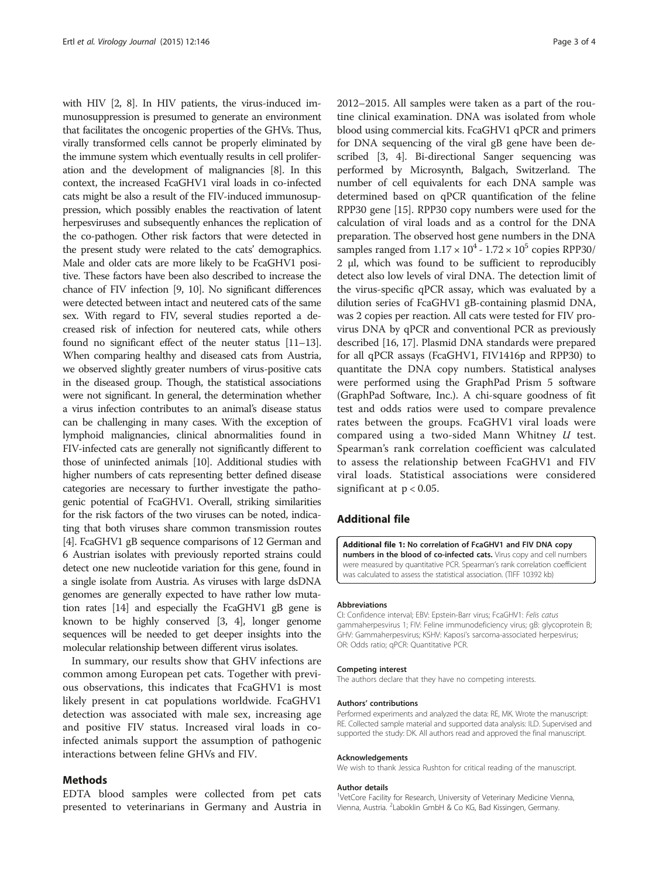with HIV [2, 8]. In HIV patients, the virus-induced immunosuppression is presumed to generate an environment that facilitates the oncogenic properties of the GHVs. Thus, virally transformed cells cannot be properly eliminated by the immune system which eventually results in cell proliferation and the development of malignancies [8]. In this context, the increased FcaGHV1 viral loads in co-infected cats might be also a result of the FIV-induced immunosuppression, which possibly enables the reactivation of latent herpesviruses and subsequently enhances the replication of the co-pathogen. Other risk factors that were detected in the present study were related to the cats' demographics. Male and older cats are more likely to be FcaGHV1 positive. These factors have been also described to increase the chance of FIV infection [9, 10]. No significant differences were detected between intact and neutered cats of the same sex. With regard to FIV, several studies reported a decreased risk of infection for neutered cats, while others found no significant effect of the neuter status [11–13]. When comparing healthy and diseased cats from Austria, we observed slightly greater numbers of virus-positive cats in the diseased group. Though, the statistical associations were not significant. In general, the determination whether a virus infection contributes to an animal's disease status can be challenging in many cases. With the exception of lymphoid malignancies, clinical abnormalities found in FIV-infected cats are generally not significantly different to those of uninfected animals [10]. Additional studies with higher numbers of cats representing better defined disease categories are necessary to further investigate the pathogenic potential of FcaGHV1. Overall, striking similarities for the risk factors of the two viruses can be noted, indicating that both viruses share common transmission routes [4]. FcaGHV1 gB sequence comparisons of 12 German and 6 Austrian isolates with previously reported strains could detect one new nucleotide variation for this gene, found in a single isolate from Austria. As viruses with large dsDNA genomes are generally expected to have rather low mutation rates [14] and especially the FcaGHV1 gB gene is known to be highly conserved [3, 4], longer genome sequences will be needed to get deeper insights into the molecular relationship between different virus isolates.

In summary, our results show that GHV infections are common among European pet cats. Together with previous observations, this indicates that FcaGHV1 is most likely present in cat populations worldwide. FcaGHV1 detection was associated with male sex, increasing age and positive FIV status. Increased viral loads in co-infected animals support the assumption of pathogenic interactions between feline GHVs and FIV.

## Methods

EDTA blood samples were collected from pet cats presented to veterinarians in Germany and Austria in 2012–2015. All samples were taken as a part of the routine clinical examination. DNA was isolated from whole blood using commercial kits. FcaGHV1 qPCR and primers for DNA sequencing of the viral gB gene have been described [3, 4]. Bi-directional Sanger sequencing was performed by Microsynth, Balgach, Switzerland. The number of cell equivalents for each DNA sample was determined based on qPCR quantification of the feline RPP30 gene [15]. RPP30 copy numbers were used for the calculation of viral loads and as a control for the DNA preparation. The observed host gene numbers in the DNA samples ranged from $1.17 \times 10^4$ - $1.72 \times 10^5$ copies RPP30/ 2 µl, which was found to be sufficient to reproducibly detect also low levels of viral DNA. The detection limit of the virus-specific qPCR assay, which was evaluated by a dilution series of FcaGHV1 gB-containing plasmid DNA, was 2 copies per reaction. All cats were tested for FIV provirus DNA by qPCR and conventional PCR as previously described [16, 17]. Plasmid DNA standards were prepared for all qPCR assays (FcaGHV1, FIV1416p and RPP30) to quantitate the DNA copy numbers. Statistical analyses were performed using the GraphPad Prism 5 software (GraphPad Software, Inc.). A chi-square goodness of fit test and odds ratios were used to compare prevalence rates between the groups. FcaGHV1 viral loads were compared using a two-sided Mann Whitney *U* test. Spearman's rank correlation coefficient was calculated to assess the relationship between FcaGHV1 and FIV viral loads. Statistical associations were considered significant at $p < 0.05$.

## Additional file

**Additional file 1: No correlation of FcaGHV1 and FIV DNA copy numbers in the blood of co-infected cats.** Virus copy and cell numbers were measured by quantitative PCR. Spearman's rank correlation coefficient was calculated to assess the statistical association. (TIFF 10392 kb)

#### Abbreviations

CI: Confidence interval; EBV: Epstein-Barr virus; FcaGHV1: *Felis catus* gammaherpesvirus 1; FIV: Feline immunodeficiency virus; gB: glycoprotein B; GHV: Gammaherpesvirus; KSHV: Kaposi's sarcoma-associated herpesvirus; OR: Odds ratio; qPCR: Quantitative PCR.

#### Competing interest

The authors declare that they have no competing interests.

#### Authors' contributions

Performed experiments and analyzed the data: RE, MK. Wrote the manuscript: RE. Collected sample material and supported data analysis: ILD. Supervised and supported the study: DK. All authors read and approved the final manuscript.

#### Acknowledgements

We wish to thank Jessica Rushton for critical reading of the manuscript.

#### Author details

[1]VetCore Facility for Research, University of Veterinary Medicine Vienna, Vienna, Austria. [2]Laboklin GmbH & Co KG, Bad Kissingen, Germany.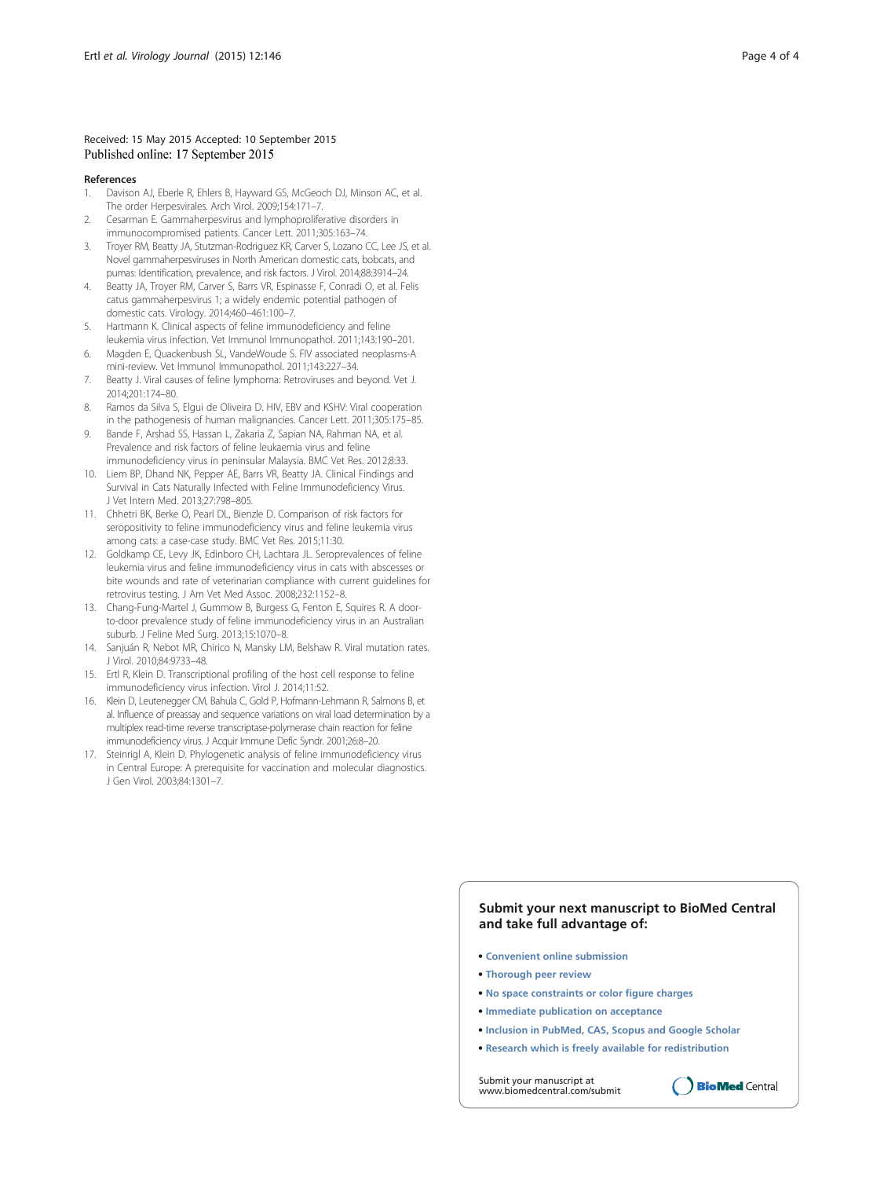Received: 15 May 2015 Accepted: 10 September 2015
Published online: 17 September 2015

## References

1. Davison AJ, Eberle R, Ehlers B, Hayward GS, McGeoch DJ, Minson AC, et al. The order Herpesvirales. Arch Virol. 2009;154:171–7.
2. Cesarman E. Gammaherpesvirus and lymphoproliferative disorders in immunocompromised patients. Cancer Lett. 2011;305:163–74.
3. Troyer RM, Beatty JA, Stutzman-Rodriguez KR, Carver S, Lozano CC, Lee JS, et al. Novel gammaherpesviruses in North American domestic cats, bobcats, and pumas: Identification, prevalence, and risk factors. J Virol. 2014;88:3914–24.
4. Beatty JA, Troyer RM, Carver S, Barrs VR, Espinasse F, Conradi O, et al. Felis catus gammaherpesvirus 1; a widely endemic potential pathogen of domestic cats. Virology. 2014;460–461:100–7.
5. Hartmann K. Clinical aspects of feline immunodeficiency and feline leukemia virus infection. Vet Immunol Immunopathol. 2011;143:190–201.
6. Magden E, Quackenbush SL, VandeWoude S. FIV associated neoplasms-A mini-review. Vet Immunol Immunopathol. 2011;143:227–34.
7. Beatty J. Viral causes of feline lymphoma: Retroviruses and beyond. Vet J. 2014;201:174–80.
8. Ramos da Silva S, Elgui de Oliveira D. HIV, EBV and KSHV: Viral cooperation in the pathogenesis of human malignancies. Cancer Lett. 2011;305:175–85.
9. Bande F, Arshad SS, Hassan L, Zakaria Z, Sapian NA, Rahman NA, et al. Prevalence and risk factors of feline leukaemia virus and feline immunodeficiency virus in peninsular Malaysia. BMC Vet Res. 2012;8:33.
10. Liem BP, Dhand NK, Pepper AE, Barrs VR, Beatty JA. Clinical Findings and Survival in Cats Naturally Infected with Feline Immunodeficiency Virus. J Vet Intern Med. 2013;27:798–805.
11. Chhetri BK, Berke O, Pearl DL, Bienzle D. Comparison of risk factors for seropositivity to feline immunodeficiency virus and feline leukemia virus among cats: a case-case study. BMC Vet Res. 2015;11:30.
12. Goldkamp CE, Levy JK, Edinboro CH, Lachtara JL. Seroprevalences of feline leukemia virus and feline immunodeficiency virus in cats with abscesses or bite wounds and rate of veterinarian compliance with current guidelines for retrovirus testing. J Am Vet Med Assoc. 2008;232:1152–8.
13. Chang-Fung-Martel J, Gummow B, Burgess G, Fenton E, Squires R. A door-to-door prevalence study of feline immunodeficiency virus in an Australian suburb. J Feline Med Surg. 2013;15:1070–8.
14. Sanjuán R, Nebot MR, Chirico N, Mansky LM, Belshaw R. Viral mutation rates. J Virol. 2010;84:9733–48.
15. Ertl R, Klein D. Transcriptional profiling of the host cell response to feline immunodeficiency virus infection. Virol J. 2014;11:52.
16. Klein D, Leutenegger CM, Bahula C, Gold P, Hofmann-Lehmann R, Salmons B, et al. Influence of preassay and sequence variations on viral load determination by a multiplex real-time reverse transcriptase-polymerase chain reaction for feline immunodeficiency virus. J Acquir Immune Defic Syndr. 2001;26:8–20.
17. Steinrigl A, Klein D. Phylogenetic analysis of feline immunodeficiency virus in Central Europe: A prerequisite for vaccination and molecular diagnostics. J Gen Virol. 2003;84:1301–7.

**Submit your next manuscript to BioMed Central and take full advantage of:**

- **Convenient online submission**
- **Thorough peer review**
- **No space constraints or color figure charges**
- **Immediate publication on acceptance**
- **Inclusion in PubMed, CAS, Scopus and Google Scholar**
- **Research which is freely available for redistribution**

Submit your manuscript at
www.biomedcentral.com/submit

BioMed Central